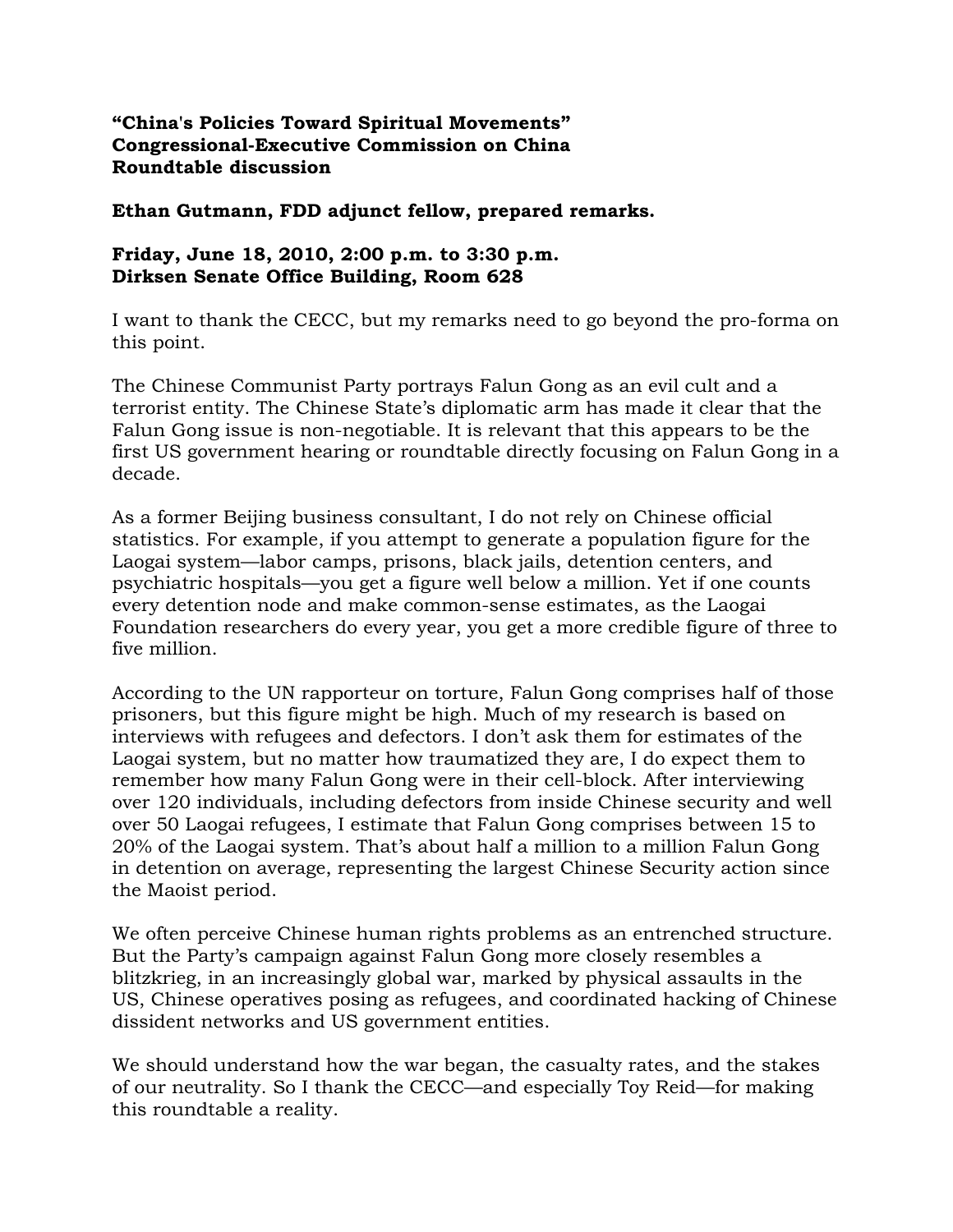**“China's Policies Toward Spiritual Movements”**
**Congressional-Executive Commission on China**
**Roundtable discussion**

**Ethan Gutmann, FDD adjunct fellow, prepared remarks.**

**Friday, June 18, 2010, 2:00 p.m. to 3:30 p.m.**
**Dirksen Senate Office Building, Room 628**

I want to thank the CECC, but my remarks need to go beyond the pro-forma on this point.

The Chinese Communist Party portrays Falun Gong as an evil cult and a terrorist entity. The Chinese State’s diplomatic arm has made it clear that the Falun Gong issue is non-negotiable. It is relevant that this appears to be the first US government hearing or roundtable directly focusing on Falun Gong in a decade.

As a former Beijing business consultant, I do not rely on Chinese official statistics. For example, if you attempt to generate a population figure for the Laogai system—labor camps, prisons, black jails, detention centers, and psychiatric hospitals—you get a figure well below a million. Yet if one counts every detention node and make common-sense estimates, as the Laogai Foundation researchers do every year, you get a more credible figure of three to five million.

According to the UN rapporteur on torture, Falun Gong comprises half of those prisoners, but this figure might be high. Much of my research is based on interviews with refugees and defectors. I don’t ask them for estimates of the Laogai system, but no matter how traumatized they are, I do expect them to remember how many Falun Gong were in their cell-block. After interviewing over 120 individuals, including defectors from inside Chinese security and well over 50 Laogai refugees, I estimate that Falun Gong comprises between 15 to 20% of the Laogai system. That’s about half a million to a million Falun Gong in detention on average, representing the largest Chinese Security action since the Maoist period.

We often perceive Chinese human rights problems as an entrenched structure. But the Party’s campaign against Falun Gong more closely resembles a blitzkrieg, in an increasingly global war, marked by physical assaults in the US, Chinese operatives posing as refugees, and coordinated hacking of Chinese dissident networks and US government entities.

We should understand how the war began, the casualty rates, and the stakes of our neutrality. So I thank the CECC—and especially Toy Reid—for making this roundtable a reality.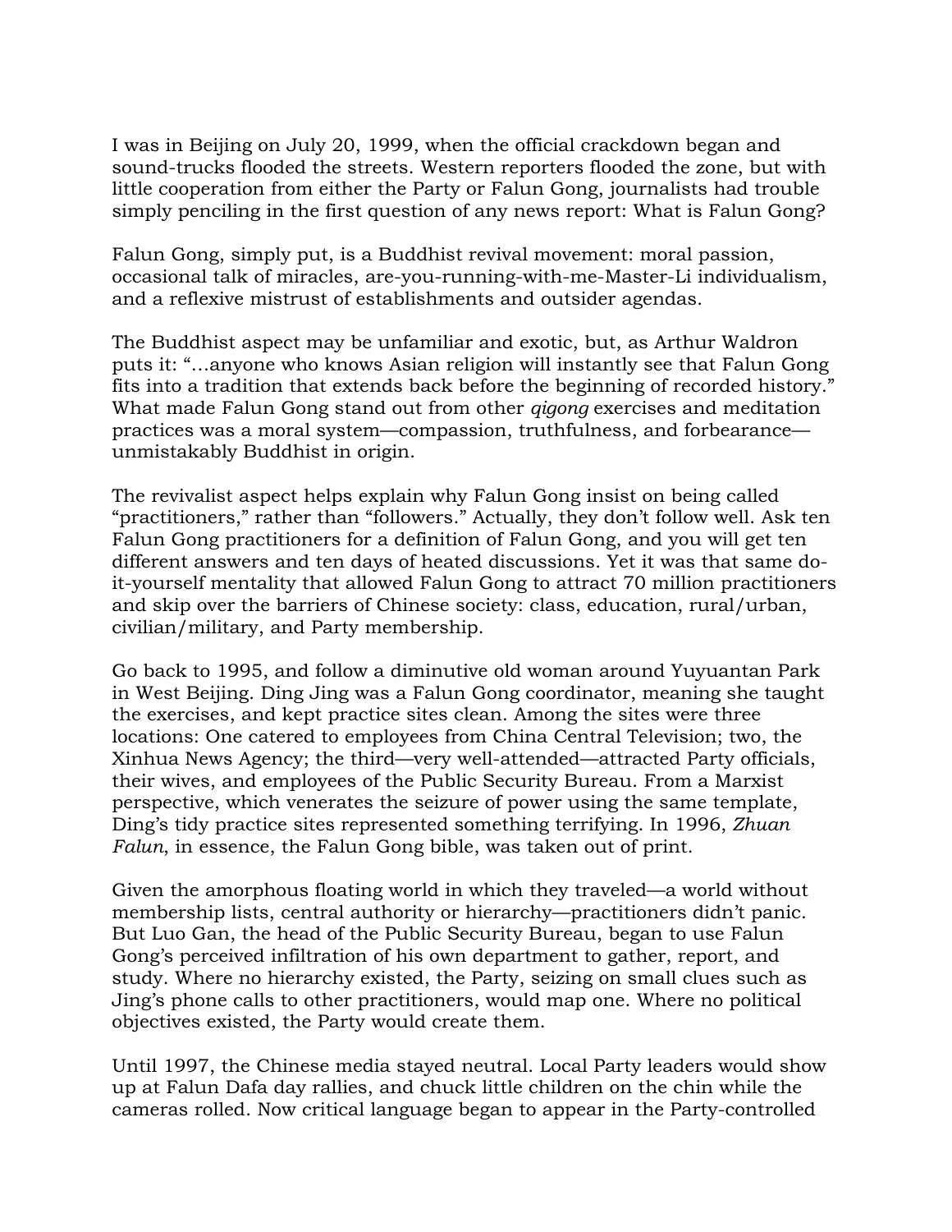I was in Beijing on July 20, 1999, when the official crackdown began and sound-trucks flooded the streets. Western reporters flooded the zone, but with little cooperation from either the Party or Falun Gong, journalists had trouble simply penciling in the first question of any news report: What is Falun Gong?

Falun Gong, simply put, is a Buddhist revival movement: moral passion, occasional talk of miracles, are-you-running-with-me-Master-Li individualism, and a reflexive mistrust of establishments and outsider agendas.

The Buddhist aspect may be unfamiliar and exotic, but, as Arthur Waldron puts it: "…anyone who knows Asian religion will instantly see that Falun Gong fits into a tradition that extends back before the beginning of recorded history." What made Falun Gong stand out from other *qigong* exercises and meditation practices was a moral system—compassion, truthfulness, and forbearance—unmistakably Buddhist in origin.

The revivalist aspect helps explain why Falun Gong insist on being called "practitioners," rather than "followers." Actually, they don't follow well. Ask ten Falun Gong practitioners for a definition of Falun Gong, and you will get ten different answers and ten days of heated discussions. Yet it was that same do-it-yourself mentality that allowed Falun Gong to attract 70 million practitioners and skip over the barriers of Chinese society: class, education, rural/urban, civilian/military, and Party membership.

Go back to 1995, and follow a diminutive old woman around Yuyuantan Park in West Beijing. Ding Jing was a Falun Gong coordinator, meaning she taught the exercises, and kept practice sites clean. Among the sites were three locations: One catered to employees from China Central Television; two, the Xinhua News Agency; the third—very well-attended—attracted Party officials, their wives, and employees of the Public Security Bureau. From a Marxist perspective, which venerates the seizure of power using the same template, Ding's tidy practice sites represented something terrifying. In 1996, *Zhuan Falun*, in essence, the Falun Gong bible, was taken out of print.

Given the amorphous floating world in which they traveled—a world without membership lists, central authority or hierarchy—practitioners didn't panic. But Luo Gan, the head of the Public Security Bureau, began to use Falun Gong's perceived infiltration of his own department to gather, report, and study. Where no hierarchy existed, the Party, seizing on small clues such as Jing's phone calls to other practitioners, would map one. Where no political objectives existed, the Party would create them.

Until 1997, the Chinese media stayed neutral. Local Party leaders would show up at Falun Dafa day rallies, and chuck little children on the chin while the cameras rolled. Now critical language began to appear in the Party-controlled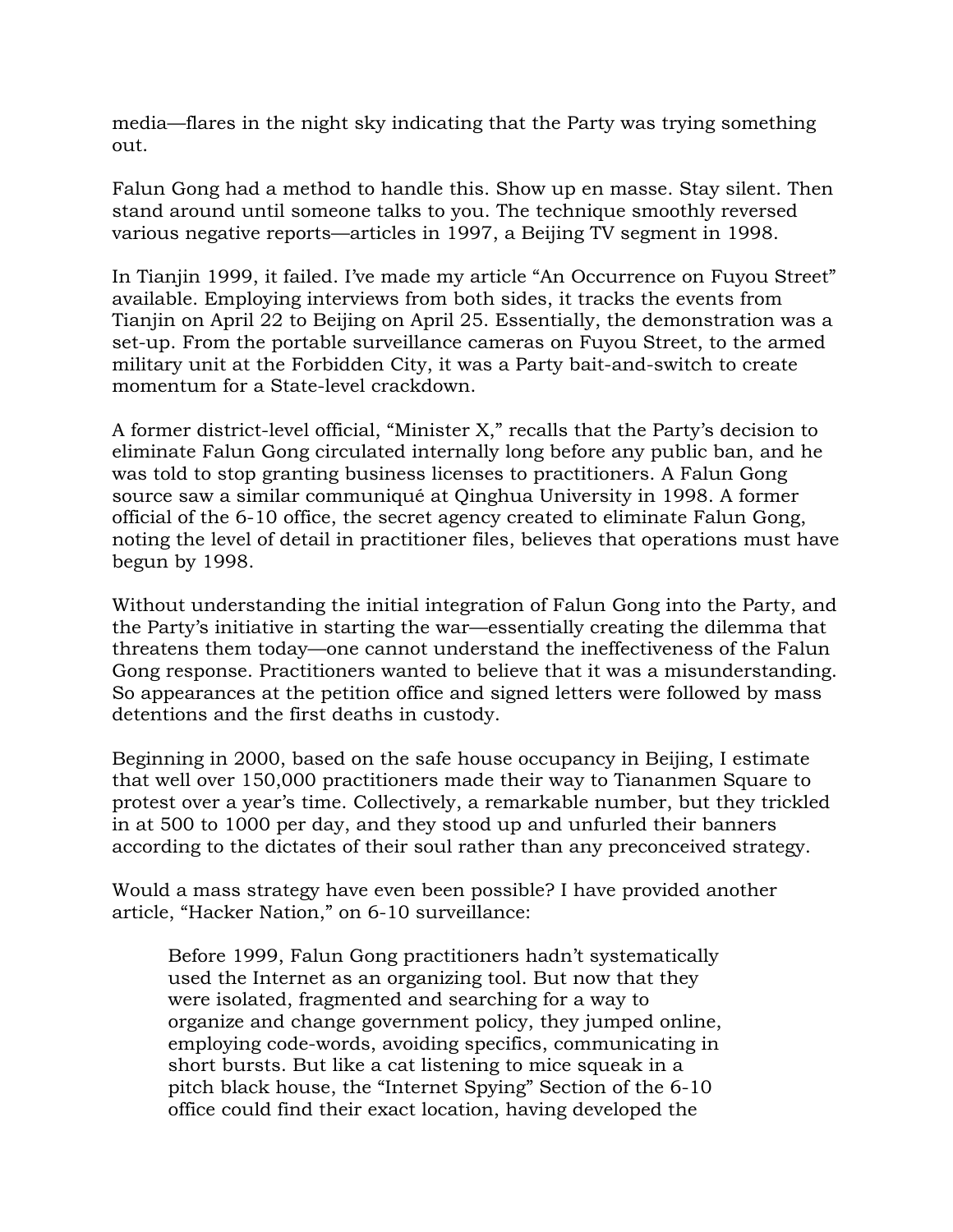media—flares in the night sky indicating that the Party was trying something out.

Falun Gong had a method to handle this. Show up en masse. Stay silent. Then stand around until someone talks to you. The technique smoothly reversed various negative reports—articles in 1997, a Beijing TV segment in 1998.

In Tianjin 1999, it failed. I've made my article "An Occurrence on Fuyou Street" available. Employing interviews from both sides, it tracks the events from Tianjin on April 22 to Beijing on April 25. Essentially, the demonstration was a set-up. From the portable surveillance cameras on Fuyou Street, to the armed military unit at the Forbidden City, it was a Party bait-and-switch to create momentum for a State-level crackdown.

A former district-level official, "Minister X," recalls that the Party's decision to eliminate Falun Gong circulated internally long before any public ban, and he was told to stop granting business licenses to practitioners. A Falun Gong source saw a similar communiqué at Qinghua University in 1998. A former official of the 6-10 office, the secret agency created to eliminate Falun Gong, noting the level of detail in practitioner files, believes that operations must have begun by 1998.

Without understanding the initial integration of Falun Gong into the Party, and the Party's initiative in starting the war—essentially creating the dilemma that threatens them today—one cannot understand the ineffectiveness of the Falun Gong response. Practitioners wanted to believe that it was a misunderstanding. So appearances at the petition office and signed letters were followed by mass detentions and the first deaths in custody.

Beginning in 2000, based on the safe house occupancy in Beijing, I estimate that well over 150,000 practitioners made their way to Tiananmen Square to protest over a year's time. Collectively, a remarkable number, but they trickled in at 500 to 1000 per day, and they stood up and unfurled their banners according to the dictates of their soul rather than any preconceived strategy.

Would a mass strategy have even been possible? I have provided another article, "Hacker Nation," on 6-10 surveillance:

> Before 1999, Falun Gong practitioners hadn't systematically used the Internet as an organizing tool. But now that they were isolated, fragmented and searching for a way to organize and change government policy, they jumped online, employing code-words, avoiding specifics, communicating in short bursts. But like a cat listening to mice squeak in a pitch black house, the "Internet Spying" Section of the 6-10 office could find their exact location, having developed the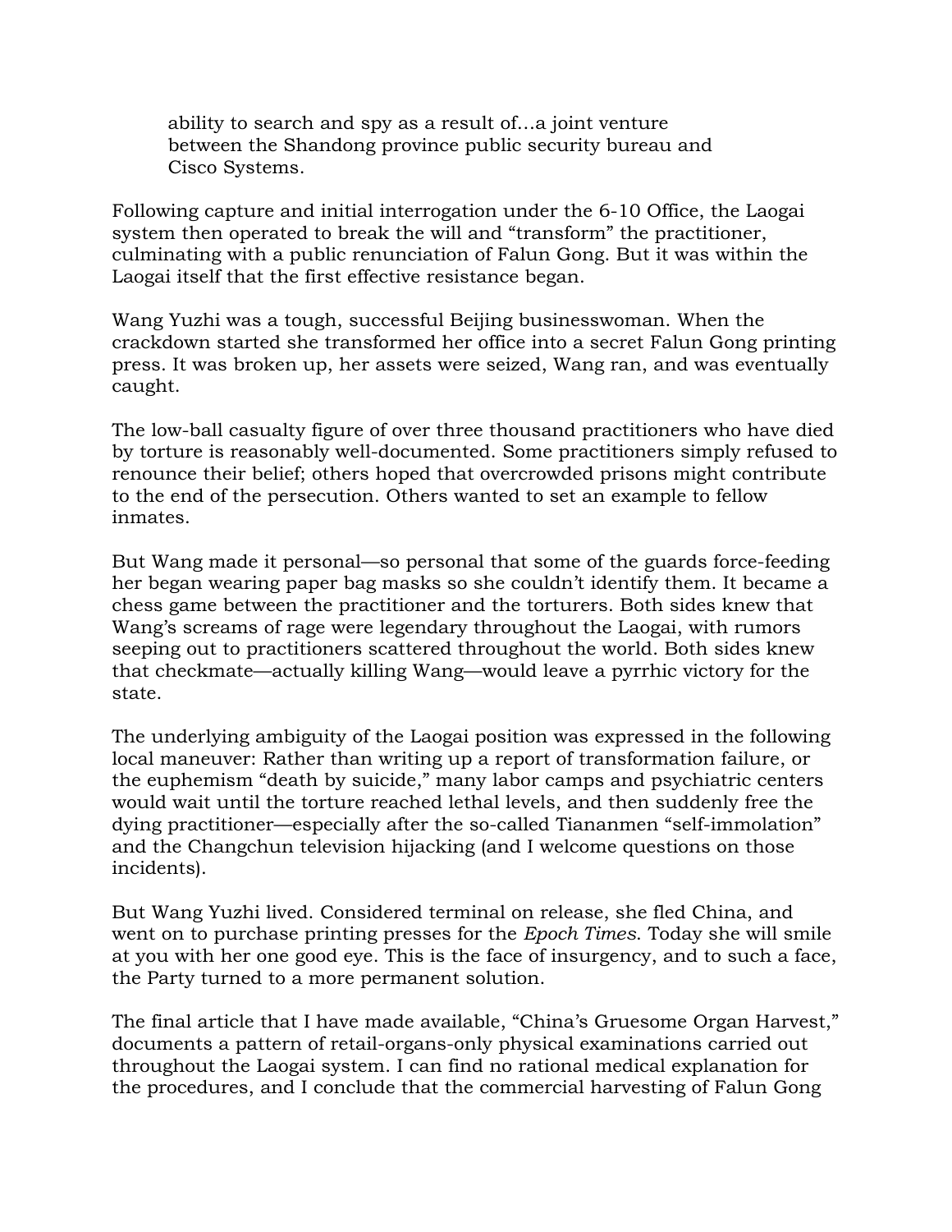> ability to search and spy as a result of…a joint venture between the Shandong province public security bureau and Cisco Systems.

Following capture and initial interrogation under the 6-10 Office, the Laogai system then operated to break the will and "transform" the practitioner, culminating with a public renunciation of Falun Gong. But it was within the Laogai itself that the first effective resistance began.

Wang Yuzhi was a tough, successful Beijing businesswoman. When the crackdown started she transformed her office into a secret Falun Gong printing press. It was broken up, her assets were seized, Wang ran, and was eventually caught.

The low-ball casualty figure of over three thousand practitioners who have died by torture is reasonably well-documented. Some practitioners simply refused to renounce their belief; others hoped that overcrowded prisons might contribute to the end of the persecution. Others wanted to set an example to fellow inmates.

But Wang made it personal—so personal that some of the guards force-feeding her began wearing paper bag masks so she couldn't identify them. It became a chess game between the practitioner and the torturers. Both sides knew that Wang's screams of rage were legendary throughout the Laogai, with rumors seeping out to practitioners scattered throughout the world. Both sides knew that checkmate—actually killing Wang—would leave a pyrrhic victory for the state.

The underlying ambiguity of the Laogai position was expressed in the following local maneuver: Rather than writing up a report of transformation failure, or the euphemism "death by suicide," many labor camps and psychiatric centers would wait until the torture reached lethal levels, and then suddenly free the dying practitioner—especially after the so-called Tiananmen "self-immolation" and the Changchun television hijacking (and I welcome questions on those incidents).

But Wang Yuzhi lived. Considered terminal on release, she fled China, and went on to purchase printing presses for the *Epoch Times*. Today she will smile at you with her one good eye. This is the face of insurgency, and to such a face, the Party turned to a more permanent solution.

The final article that I have made available, "China's Gruesome Organ Harvest," documents a pattern of retail-organs-only physical examinations carried out throughout the Laogai system. I can find no rational medical explanation for the procedures, and I conclude that the commercial harvesting of Falun Gong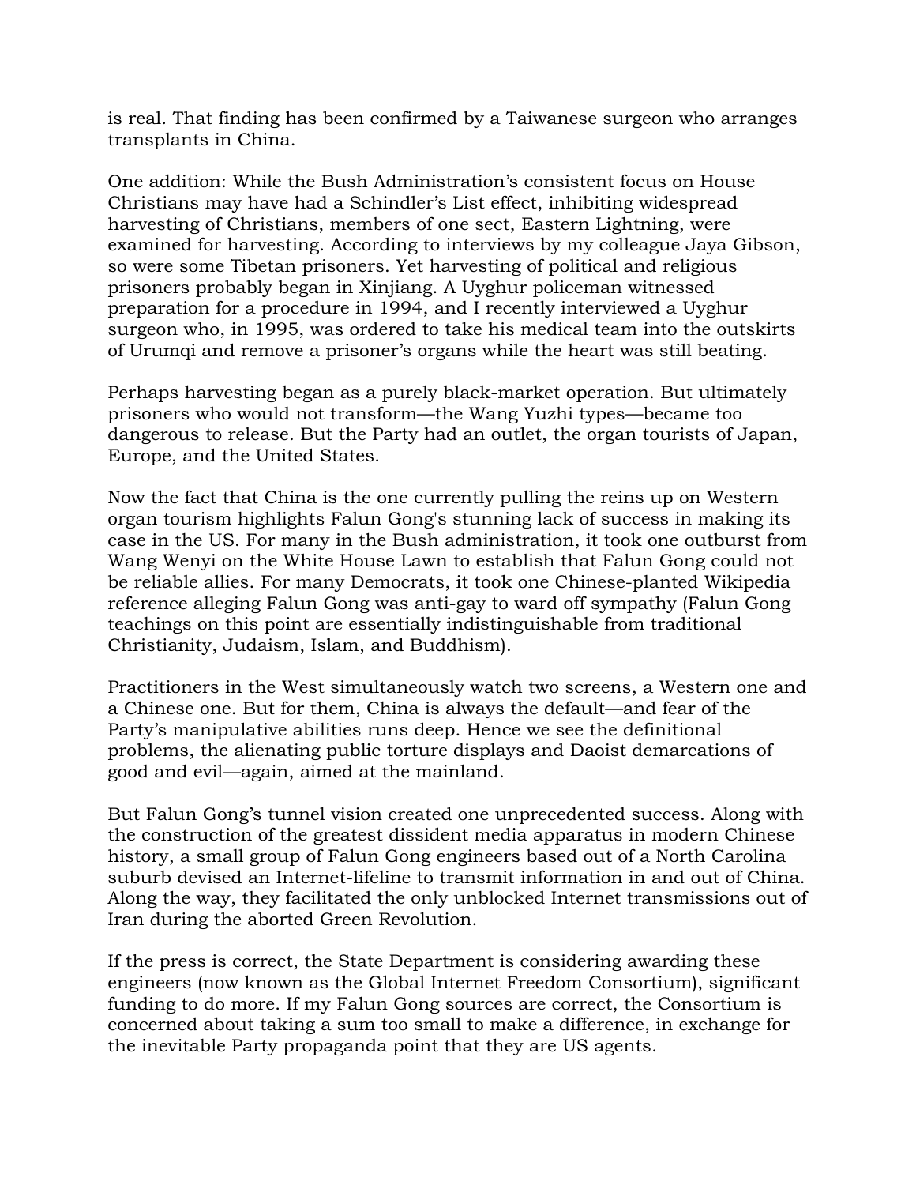is real. That finding has been confirmed by a Taiwanese surgeon who arranges transplants in China.

One addition: While the Bush Administration's consistent focus on House Christians may have had a Schindler's List effect, inhibiting widespread harvesting of Christians, members of one sect, Eastern Lightning, were examined for harvesting. According to interviews by my colleague Jaya Gibson, so were some Tibetan prisoners. Yet harvesting of political and religious prisoners probably began in Xinjiang. A Uyghur policeman witnessed preparation for a procedure in 1994, and I recently interviewed a Uyghur surgeon who, in 1995, was ordered to take his medical team into the outskirts of Urumqi and remove a prisoner's organs while the heart was still beating.

Perhaps harvesting began as a purely black-market operation. But ultimately prisoners who would not transform—the Wang Yuzhi types—became too dangerous to release. But the Party had an outlet, the organ tourists of Japan, Europe, and the United States.

Now the fact that China is the one currently pulling the reins up on Western organ tourism highlights Falun Gong's stunning lack of success in making its case in the US. For many in the Bush administration, it took one outburst from Wang Wenyi on the White House Lawn to establish that Falun Gong could not be reliable allies. For many Democrats, it took one Chinese-planted Wikipedia reference alleging Falun Gong was anti-gay to ward off sympathy (Falun Gong teachings on this point are essentially indistinguishable from traditional Christianity, Judaism, Islam, and Buddhism).

Practitioners in the West simultaneously watch two screens, a Western one and a Chinese one. But for them, China is always the default—and fear of the Party's manipulative abilities runs deep. Hence we see the definitional problems, the alienating public torture displays and Daoist demarcations of good and evil—again, aimed at the mainland.

But Falun Gong's tunnel vision created one unprecedented success. Along with the construction of the greatest dissident media apparatus in modern Chinese history, a small group of Falun Gong engineers based out of a North Carolina suburb devised an Internet-lifeline to transmit information in and out of China. Along the way, they facilitated the only unblocked Internet transmissions out of Iran during the aborted Green Revolution.

If the press is correct, the State Department is considering awarding these engineers (now known as the Global Internet Freedom Consortium), significant funding to do more. If my Falun Gong sources are correct, the Consortium is concerned about taking a sum too small to make a difference, in exchange for the inevitable Party propaganda point that they are US agents.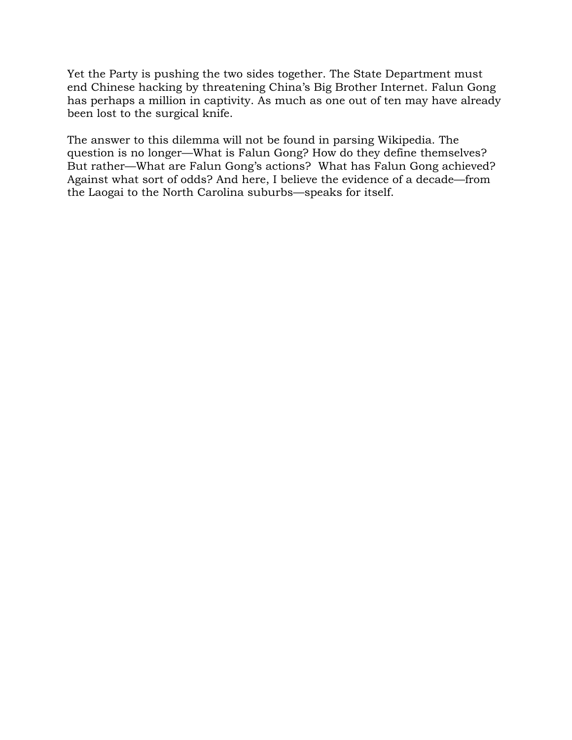Yet the Party is pushing the two sides together. The State Department must end Chinese hacking by threatening China's Big Brother Internet. Falun Gong has perhaps a million in captivity. As much as one out of ten may have already been lost to the surgical knife.

The answer to this dilemma will not be found in parsing Wikipedia. The question is no longer—What is Falun Gong? How do they define themselves? But rather—What are Falun Gong's actions? What has Falun Gong achieved? Against what sort of odds? And here, I believe the evidence of a decade—from the Laogai to the North Carolina suburbs—speaks for itself.